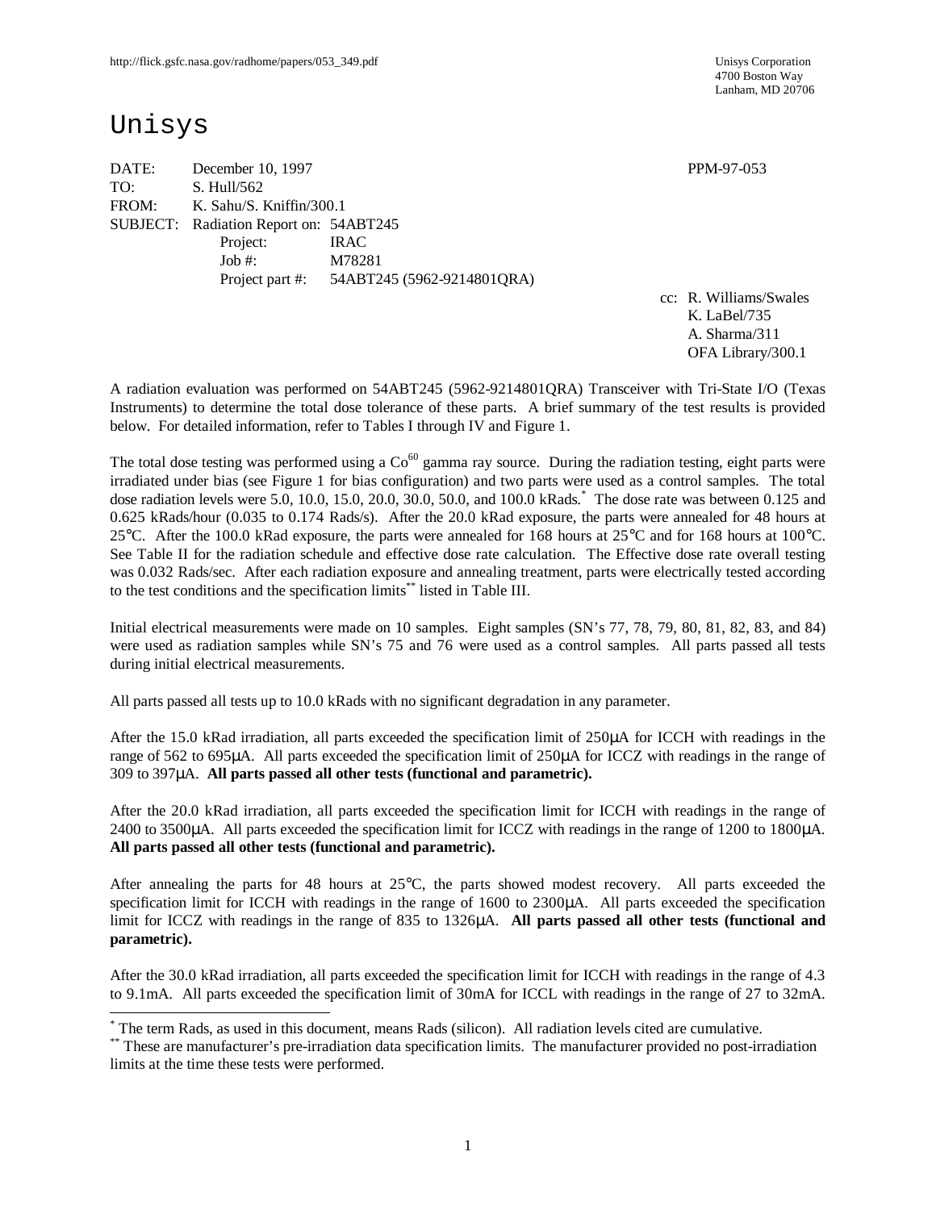http://flick.gsfc.nasa.gov/radhome/papers/053_349.pdf

Unisys Corporation
4700 Boston Way
Lanham, MD 20706

# Unisys

DATE: December 10, 1997 PPM-97-053

TO: S. Hull/562

FROM: K. Sahu/S. Kniffin/300.1

SUBJECT: Radiation Report on: 54ABT245

Project: IRAC

Job #: M78281

Project part #: 54ABT245 (5962-9214801QRA)

cc: R. Williams/Swales
K. LaBel/735
A. Sharma/311
OFA Library/300.1

A radiation evaluation was performed on 54ABT245 (5962-9214801QRA) Transceiver with Tri-State I/O (Texas Instruments) to determine the total dose tolerance of these parts. A brief summary of the test results is provided below. For detailed information, refer to Tables I through IV and Figure 1.

The total dose testing was performed using a $Co^{60}$ gamma ray source. During the radiation testing, eight parts were irradiated under bias (see Figure 1 for bias configuration) and two parts were used as a control samples. The total dose radiation levels were 5.0, 10.0, 15.0, 20.0, 30.0, 50.0, and 100.0 kRads.* The dose rate was between 0.125 and 0.625 kRads/hour (0.035 to 0.174 Rads/s). After the 20.0 kRad exposure, the parts were annealed for 48 hours at 25°C. After the 100.0 kRad exposure, the parts were annealed for 168 hours at 25°C and for 168 hours at 100°C. See Table II for the radiation schedule and effective dose rate calculation. The Effective dose rate overall testing was 0.032 Rads/sec. After each radiation exposure and annealing treatment, parts were electrically tested according to the test conditions and the specification limits** listed in Table III.

Initial electrical measurements were made on 10 samples. Eight samples (SN's 77, 78, 79, 80, 81, 82, 83, and 84) were used as radiation samples while SN's 75 and 76 were used as a control samples. All parts passed all tests during initial electrical measurements.

All parts passed all tests up to 10.0 kRads with no significant degradation in any parameter.

After the 15.0 kRad irradiation, all parts exceeded the specification limit of 250µA for ICCH with readings in the range of 562 to 695µA. All parts exceeded the specification limit of 250µA for ICCZ with readings in the range of 309 to 397µA. **All parts passed all other tests (functional and parametric).**

After the 20.0 kRad irradiation, all parts exceeded the specification limit for ICCH with readings in the range of 2400 to 3500µA. All parts exceeded the specification limit for ICCZ with readings in the range of 1200 to 1800µA. **All parts passed all other tests (functional and parametric).**

After annealing the parts for 48 hours at 25°C, the parts showed modest recovery. All parts exceeded the specification limit for ICCH with readings in the range of 1600 to 2300µA. All parts exceeded the specification limit for ICCZ with readings in the range of 835 to 1326µA. **All parts passed all other tests (functional and parametric).**

After the 30.0 kRad irradiation, all parts exceeded the specification limit for ICCH with readings in the range of 4.3 to 9.1mA. All parts exceeded the specification limit of 30mA for ICCL with readings in the range of 27 to 32mA.

---

* The term Rads, as used in this document, means Rads (silicon). All radiation levels cited are cumulative.

** These are manufacturer's pre-irradiation data specification limits. The manufacturer provided no post-irradiation limits at the time these tests were performed.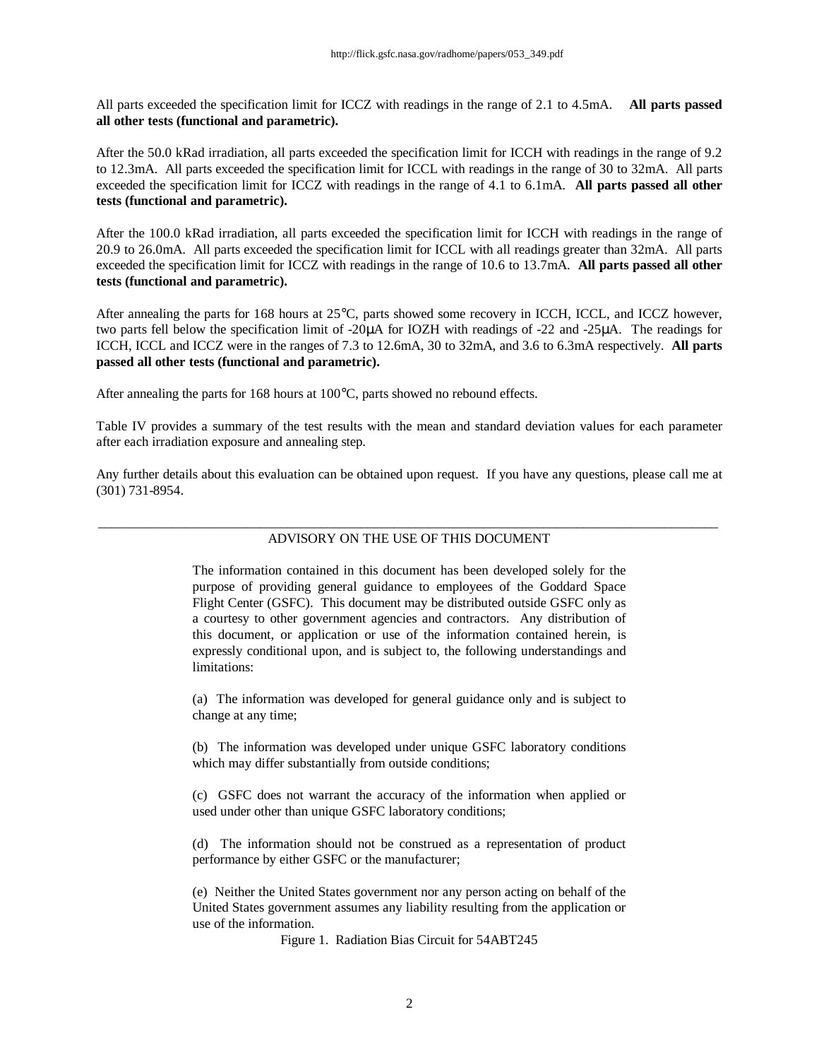All parts exceeded the specification limit for ICCZ with readings in the range of 2.1 to 4.5mA. **All parts passed all other tests (functional and parametric).**

After the 50.0 kRad irradiation, all parts exceeded the specification limit for ICCH with readings in the range of 9.2 to 12.3mA. All parts exceeded the specification limit for ICCL with readings in the range of 30 to 32mA. All parts exceeded the specification limit for ICCZ with readings in the range of 4.1 to 6.1mA. **All parts passed all other tests (functional and parametric).**

After the 100.0 kRad irradiation, all parts exceeded the specification limit for ICCH with readings in the range of 20.9 to 26.0mA. All parts exceeded the specification limit for ICCL with all readings greater than 32mA. All parts exceeded the specification limit for ICCZ with readings in the range of 10.6 to 13.7mA. **All parts passed all other tests (functional and parametric).**

After annealing the parts for 168 hours at 25°C, parts showed some recovery in ICCH, ICCL, and ICCZ however, two parts fell below the specification limit of -20μA for IOZH with readings of -22 and -25μA. The readings for ICCH, ICCL and ICCZ were in the ranges of 7.3 to 12.6mA, 30 to 32mA, and 3.6 to 6.3mA respectively. **All parts passed all other tests (functional and parametric).**

After annealing the parts for 168 hours at 100°C, parts showed no rebound effects.

Table IV provides a summary of the test results with the mean and standard deviation values for each parameter after each irradiation exposure and annealing step.

Any further details about this evaluation can be obtained upon request. If you have any questions, please call me at (301) 731-8954.

---

ADVISORY ON THE USE OF THIS DOCUMENT

The information contained in this document has been developed solely for the purpose of providing general guidance to employees of the Goddard Space Flight Center (GSFC). This document may be distributed outside GSFC only as a courtesy to other government agencies and contractors. Any distribution of this document, or application or use of the information contained herein, is expressly conditional upon, and is subject to, the following understandings and limitations:

(a) The information was developed for general guidance only and is subject to change at any time;

(b) The information was developed under unique GSFC laboratory conditions which may differ substantially from outside conditions;

(c) GSFC does not warrant the accuracy of the information when applied or used under other than unique GSFC laboratory conditions;

(d) The information should not be construed as a representation of product performance by either GSFC or the manufacturer;

(e) Neither the United States government nor any person acting on behalf of the United States government assumes any liability resulting from the application or use of the information.

Figure 1. Radiation Bias Circuit for 54ABT245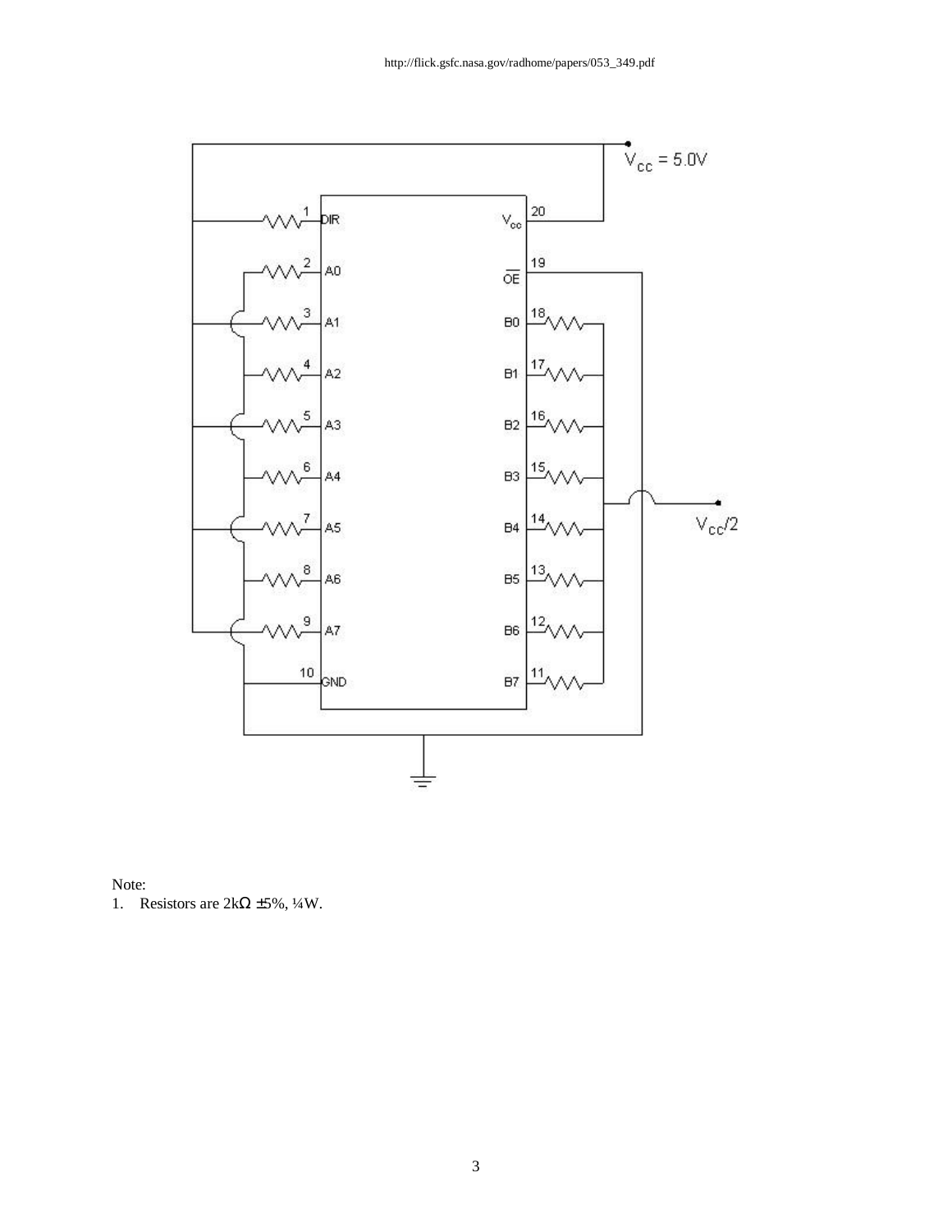http://flick.gsfc.nasa.gov/radhome/papers/053_349.pdf

Note:

1. Resistors are 2kΩ ±5%, ¼W.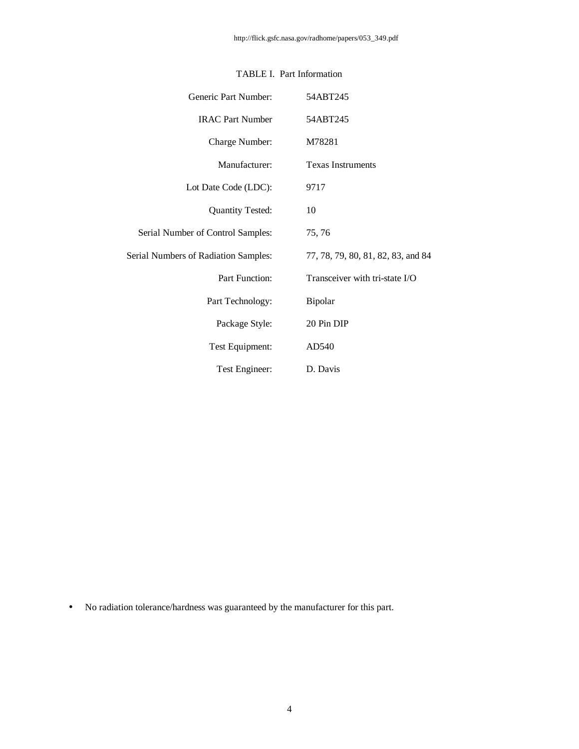TABLE I. Part Information

| | |
|---|---|
| Generic Part Number: | 54ABT245 |
| IRAC Part Number | 54ABT245 |
| Charge Number: | M78281 |
| Manufacturer: | Texas Instruments |
| Lot Date Code (LDC): | 9717 |
| Quantity Tested: | 10 |
| Serial Number of Control Samples: | 75, 76 |
| Serial Numbers of Radiation Samples: | 77, 78, 79, 80, 81, 82, 83, and 84 |
| Part Function: | Transceiver with tri-state I/O |
| Part Technology: | Bipolar |
| Package Style: | 20 Pin DIP |
| Test Equipment: | AD540 |
| Test Engineer: | D. Davis |

- No radiation tolerance/hardness was guaranteed by the manufacturer for this part.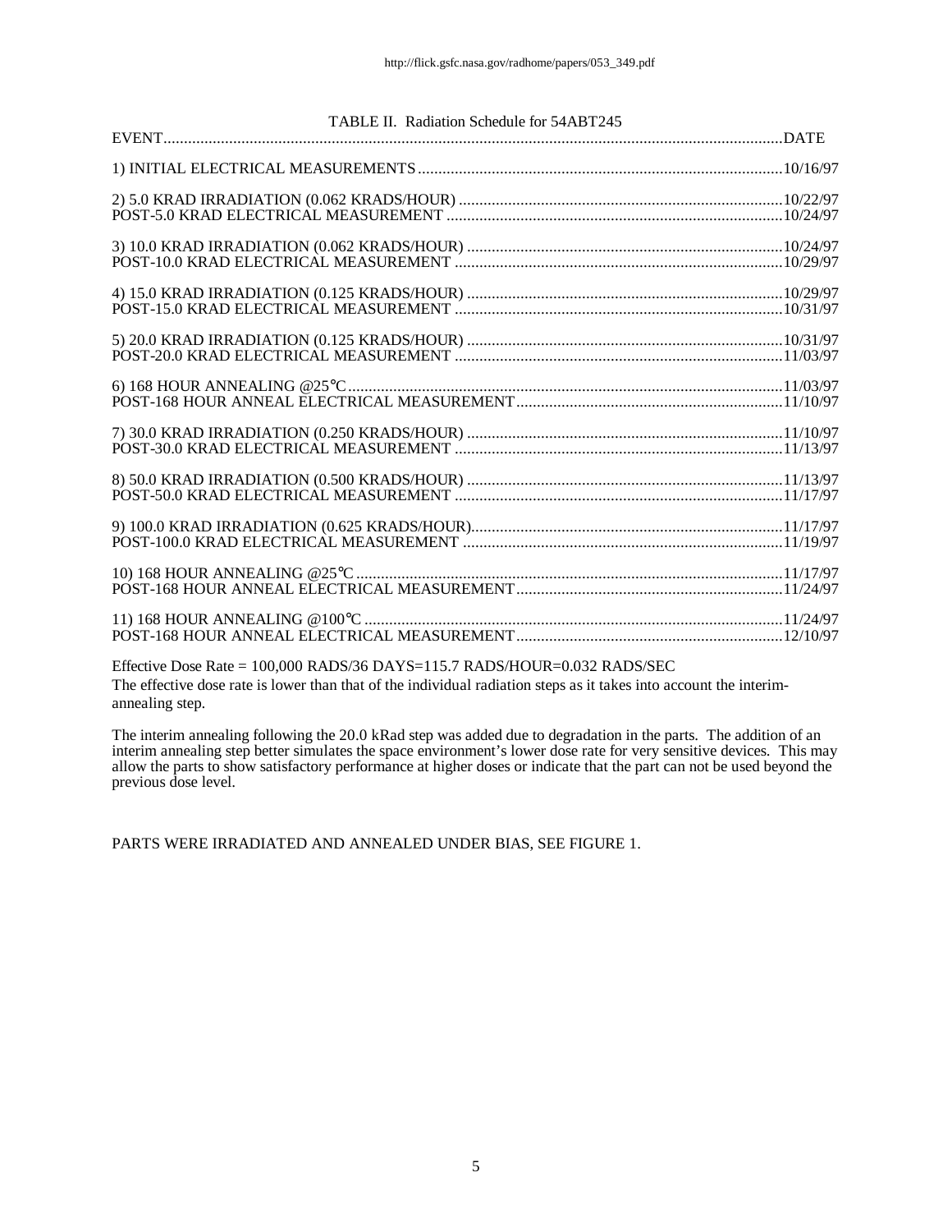TABLE II. Radiation Schedule for 54ABT245

| EVENT | DATE |
|---|---|
| 1) INITIAL ELECTRICAL MEASUREMENTS | 10/16/97 |
| 2) 5.0 KRAD IRRADIATION (0.062 KRADS/HOUR) | 10/22/97 |
| POST-5.0 KRAD ELECTRICAL MEASUREMENT | 10/24/97 |
| 3) 10.0 KRAD IRRADIATION (0.062 KRADS/HOUR) | 10/24/97 |
| POST-10.0 KRAD ELECTRICAL MEASUREMENT | 10/29/97 |
| 4) 15.0 KRAD IRRADIATION (0.125 KRADS/HOUR) | 10/29/97 |
| POST-15.0 KRAD ELECTRICAL MEASUREMENT | 10/31/97 |
| 5) 20.0 KRAD IRRADIATION (0.125 KRADS/HOUR) | 10/31/97 |
| POST-20.0 KRAD ELECTRICAL MEASUREMENT | 11/03/97 |
| 6) 168 HOUR ANNEALING @25°C | 11/03/97 |
| POST-168 HOUR ANNEAL ELECTRICAL MEASUREMENT | 11/10/97 |
| 7) 30.0 KRAD IRRADIATION (0.250 KRADS/HOUR) | 11/10/97 |
| POST-30.0 KRAD ELECTRICAL MEASUREMENT | 11/13/97 |
| 8) 50.0 KRAD IRRADIATION (0.500 KRADS/HOUR) | 11/13/97 |
| POST-50.0 KRAD ELECTRICAL MEASUREMENT | 11/17/97 |
| 9) 100.0 KRAD IRRADIATION (0.625 KRADS/HOUR) | 11/17/97 |
| POST-100.0 KRAD ELECTRICAL MEASUREMENT | 11/19/97 |
| 10) 168 HOUR ANNEALING @25°C | 11/17/97 |
| POST-168 HOUR ANNEAL ELECTRICAL MEASUREMENT | 11/24/97 |
| 11) 168 HOUR ANNEALING @100°C | 11/24/97 |
| POST-168 HOUR ANNEAL ELECTRICAL MEASUREMENT | 12/10/97 |

Effective Dose Rate = 100,000 RADS/36 DAYS=115.7 RADS/HOUR=0.032 RADS/SEC

The effective dose rate is lower than that of the individual radiation steps as it takes into account the interim-annealing step.

The interim annealing following the 20.0 kRad step was added due to degradation in the parts. The addition of an interim annealing step better simulates the space environment's lower dose rate for very sensitive devices. This may allow the parts to show satisfactory performance at higher doses or indicate that the part can not be used beyond the previous dose level.

PARTS WERE IRRADIATED AND ANNEALED UNDER BIAS, SEE FIGURE 1.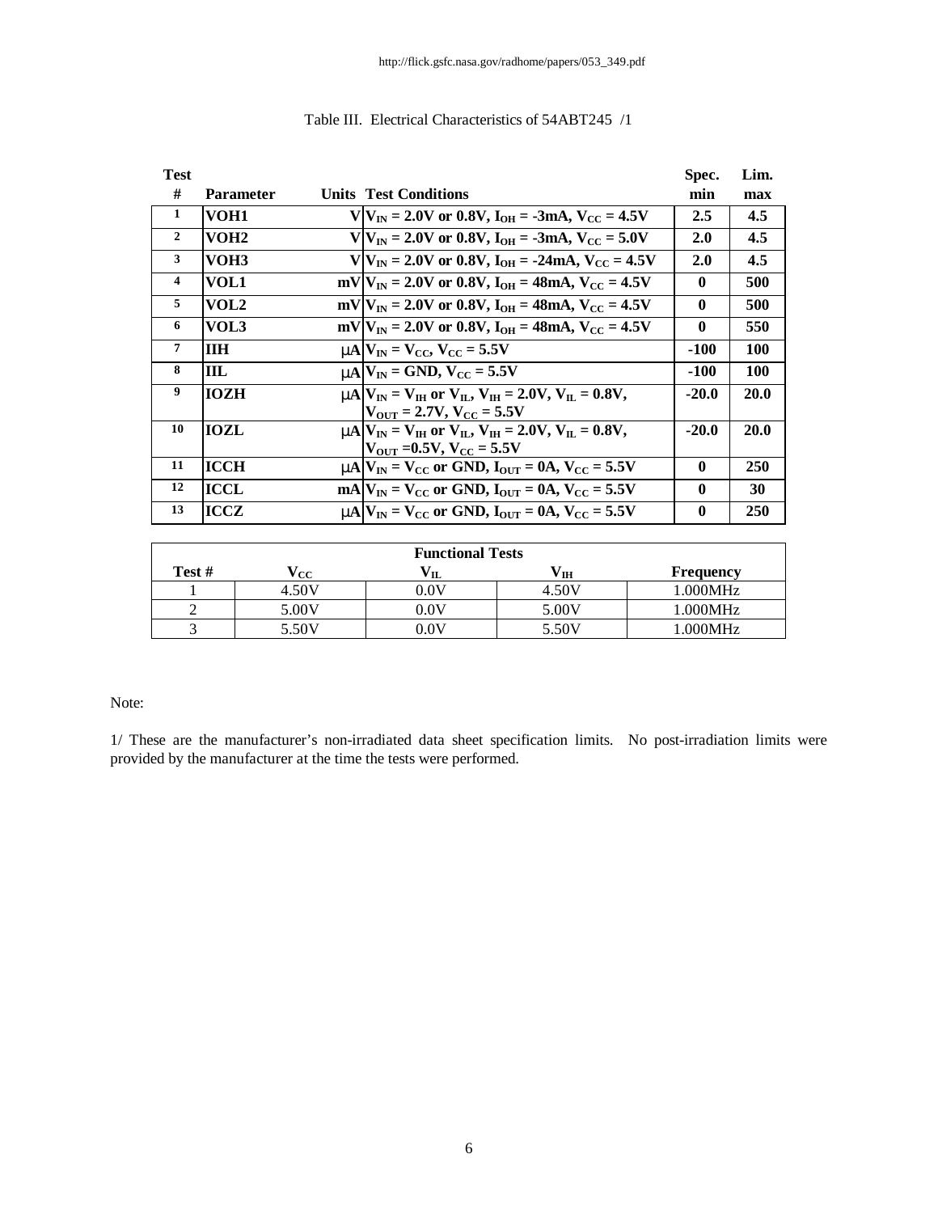http://flick.gsfc.nasa.gov/radhome/papers/053_349.pdf

Table III. Electrical Characteristics of 54ABT245 /1

| Test # | Parameter | Units | Test Conditions | Spec. min | Lim. max |
|---|---|---|---|---|---|
| 1 | VOH1 | V | $V_{IN}$ = 2.0V or 0.8V, $I_{OH}$ = -3mA, $V_{CC}$ = 4.5V | 2.5 | 4.5 |
| 2 | VOH2 | V | $V_{IN}$ = 2.0V or 0.8V, $I_{OH}$ = -3mA, $V_{CC}$ = 5.0V | 2.0 | 4.5 |
| 3 | VOH3 | V | $V_{IN}$ = 2.0V or 0.8V, $I_{OH}$ = -24mA, $V_{CC}$ = 4.5V | 2.0 | 4.5 |
| 4 | VOL1 | mV | $V_{IN}$ = 2.0V or 0.8V, $I_{OH}$ = 48mA, $V_{CC}$ = 4.5V | 0 | 500 |
| 5 | VOL2 | mV | $V_{IN}$ = 2.0V or 0.8V, $I_{OH}$ = 48mA, $V_{CC}$ = 4.5V | 0 | 500 |
| 6 | VOL3 | mV | $V_{IN}$ = 2.0V or 0.8V, $I_{OH}$ = 48mA, $V_{CC}$ = 4.5V | 0 | 550 |
| 7 | IIH | μA | $V_{IN}$ = $V_{CC}$, $V_{CC}$ = 5.5V | -100 | 100 |
| 8 | IIL | μA | $V_{IN}$ = GND, $V_{CC}$ = 5.5V | -100 | 100 |
| 9 | IOZH | μA | $V_{IN}$ = $V_{IH}$ or $V_{IL}$, $V_{IH}$ = 2.0V, $V_{IL}$ = 0.8V, $V_{OUT}$ = 2.7V, $V_{CC}$ = 5.5V | -20.0 | 20.0 |
| 10 | IOZL | μA | $V_{IN}$ = $V_{IH}$ or $V_{IL}$, $V_{IH}$ = 2.0V, $V_{IL}$ = 0.8V, $V_{OUT}$ =0.5V, $V_{CC}$ = 5.5V | -20.0 | 20.0 |
| 11 | ICCH | μA | $V_{IN}$ = $V_{CC}$ or GND, $I_{OUT}$ = 0A, $V_{CC}$ = 5.5V | 0 | 250 |
| 12 | ICCL | mA | $V_{IN}$ = $V_{CC}$ or GND, $I_{OUT}$ = 0A, $V_{CC}$ = 5.5V | 0 | 30 |
| 13 | ICCZ | μA | $V_{IN}$ = $V_{CC}$ or GND, $I_{OUT}$ = 0A, $V_{CC}$ = 5.5V | 0 | 250 |

| Functional Tests | | | | |
|---|---|---|---|---|
| Test # | $V_{CC}$ | $V_{IL}$ | $V_{IH}$ | Frequency |
| 1 | 4.50V | 0.0V | 4.50V | 1.000MHz |
| 2 | 5.00V | 0.0V | 5.00V | 1.000MHz |
| 3 | 5.50V | 0.0V | 5.50V | 1.000MHz |

Note:

1/ These are the manufacturer's non-irradiated data sheet specification limits. No post-irradiation limits were provided by the manufacturer at the time the tests were performed.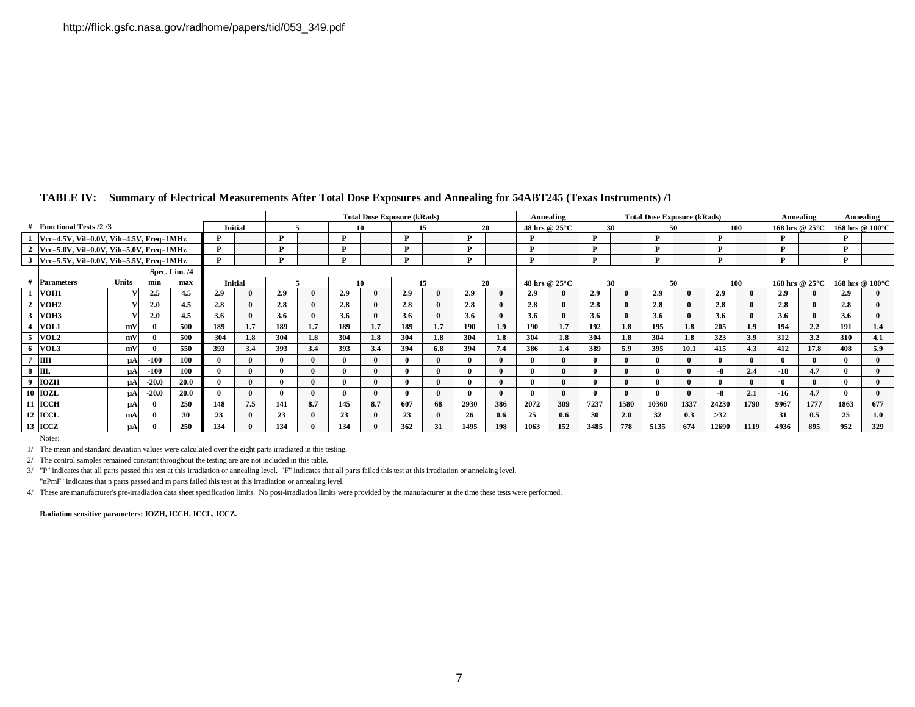http://flick.gsfc.nasa.gov/radhome/papers/tid/053_349.pdf

**TABLE IV: Summary of Electrical Measurements After Total Dose Exposures and Annealing for 54ABT245 (Texas Instruments) /1**

| # | Functional Tests /2 /3 | | | | Initial | | Total Dose Exposure (kRads) 5 | | 10 | | 15 | | 20 | | Annealing 48 hrs @ 25°C | | Total Dose Exposure (kRads) 30 | | 50 | | 100 | | Annealing 168 hrs @ 25°C | | Annealing 168 hrs @ 100°C | |
|---|---|---|---|---|---|---|---|---|---|---|---|---|---|---|---|---|---|---|---|---|---|---|---|---|---|---|
| 1 | Vcc=4.5V, Vil=0.0V, Vih=4.5V, Freq=1MHz | | | | P | | P | | P | | P | | P | | P | | P | | P | | P | | P | | P | |
| 2 | Vcc=5.0V, Vil=0.0V, Vih=5.0V, Freq=1MHz | | | | P | | P | | P | | P | | P | | P | | P | | P | | P | | P | | P | |
| 3 | Vcc=5.5V, Vil=0.0V, Vih=5.5V, Freq=1MHz | | | | P | | P | | P | | P | | P | | P | | P | | P | | P | | P | | P | |
| | | | Spec. Lim. /4 | | | | | | | | | | | | | | | | | | | | | | | |
| # | Parameters | Units | min | max | Initial | | 5 | | 10 | | 15 | | 20 | | 48 hrs @ 25°C | | 30 | | 50 | | 100 | | 168 hrs @ 25°C | | 168 hrs @ 100°C | |
| 1 | VOH1 | V | 2.5 | 4.5 | 2.9 | 0 | 2.9 | 0 | 2.9 | 0 | 2.9 | 0 | 2.9 | 0 | 2.9 | 0 | 2.9 | 0 | 2.9 | 0 | 2.9 | 0 | 2.9 | 0 | 2.9 | 0 |
| 2 | VOH2 | V | 2.0 | 4.5 | 2.8 | 0 | 2.8 | 0 | 2.8 | 0 | 2.8 | 0 | 2.8 | 0 | 2.8 | 0 | 2.8 | 0 | 2.8 | 0 | 2.8 | 0 | 2.8 | 0 | 2.8 | 0 |
| 3 | VOH3 | V | 2.0 | 4.5 | 3.6 | 0 | 3.6 | 0 | 3.6 | 0 | 3.6 | 0 | 3.6 | 0 | 3.6 | 0 | 3.6 | 0 | 3.6 | 0 | 3.6 | 0 | 3.6 | 0 | 3.6 | 0 |
| 4 | VOL1 | mV | 0 | 500 | 189 | 1.7 | 189 | 1.7 | 189 | 1.7 | 189 | 1.7 | 190 | 1.9 | 190 | 1.7 | 192 | 1.8 | 195 | 1.8 | 205 | 1.9 | 194 | 2.2 | 191 | 1.4 |
| 5 | VOL2 | mV | 0 | 500 | 304 | 1.8 | 304 | 1.8 | 304 | 1.8 | 304 | 1.8 | 304 | 1.8 | 304 | 1.8 | 304 | 1.8 | 304 | 1.8 | 323 | 3.9 | 312 | 3.2 | 310 | 4.1 |
| 6 | VOL3 | mV | 0 | 550 | 393 | 3.4 | 393 | 3.4 | 393 | 3.4 | 394 | 6.8 | 394 | 7.4 | 386 | 1.4 | 389 | 5.9 | 395 | 10.1 | 415 | 4.3 | 412 | 17.8 | 408 | 5.9 |
| 7 | IIH | µA | -100 | 100 | 0 | 0 | 0 | 0 | 0 | 0 | 0 | 0 | 0 | 0 | 0 | 0 | 0 | 0 | 0 | 0 | 0 | 0 | 0 | 0 | 0 | 0 |
| 8 | IIL | µA | -100 | 100 | 0 | 0 | 0 | 0 | 0 | 0 | 0 | 0 | 0 | 0 | 0 | 0 | 0 | 0 | 0 | 0 | -8 | 2.4 | -18 | 4.7 | 0 | 0 |
| 9 | IOZH | µA | -20.0 | 20.0 | 0 | 0 | 0 | 0 | 0 | 0 | 0 | 0 | 0 | 0 | 0 | 0 | 0 | 0 | 0 | 0 | 0 | 0 | 0 | 0 | 0 | 0 |
| 10 | IOZL | µA | -20.0 | 20.0 | 0 | 0 | 0 | 0 | 0 | 0 | 0 | 0 | 0 | 0 | 0 | 0 | 0 | 0 | 0 | 0 | -8 | 2.1 | -16 | 4.7 | 0 | 0 |
| 11 | ICCH | µA | 0 | 250 | 148 | 7.5 | 141 | 8.7 | 145 | 8.7 | 607 | 68 | 2930 | 386 | 2072 | 309 | 7237 | 1580 | 10360 | 1337 | 24230 | 1790 | 9967 | 1777 | 1863 | 677 |
| 12 | ICCL | mA | 0 | 30 | 23 | 0 | 23 | 0 | 23 | 0 | 23 | 0 | 26 | 0.6 | 25 | 0.6 | 30 | 2.0 | 32 | 0.3 | >32 | | 31 | 0.5 | 25 | 1.0 |
| 13 | ICCZ | µA | 0 | 250 | 134 | 0 | 134 | 0 | 134 | 0 | 362 | 31 | 1495 | 198 | 1063 | 152 | 3485 | 778 | 5135 | 674 | 12690 | 1119 | 4936 | 895 | 952 | 329 |

Notes:

1/ The mean and standard deviation values were calculated over the eight parts irradiated in this testing.

2/ The control samples remained constant throughout the testing are are not included in this table.

3/ "P" indicates that all parts passed this test at this irradiation or annealing level. "F" indicates that all parts failed this test at this irradiation or annelaing level.
"nPmF" indicates that n parts passed and m parts failed this test at this irradiation or annealing level.

4/ These are manufacturer's pre-irradiation data sheet specification limits. No post-irradiation limits were provided by the manufacturer at the time these tests were performed.

**Radiation sensitive parameters: IOZH, ICCH, ICCL, ICCZ.**